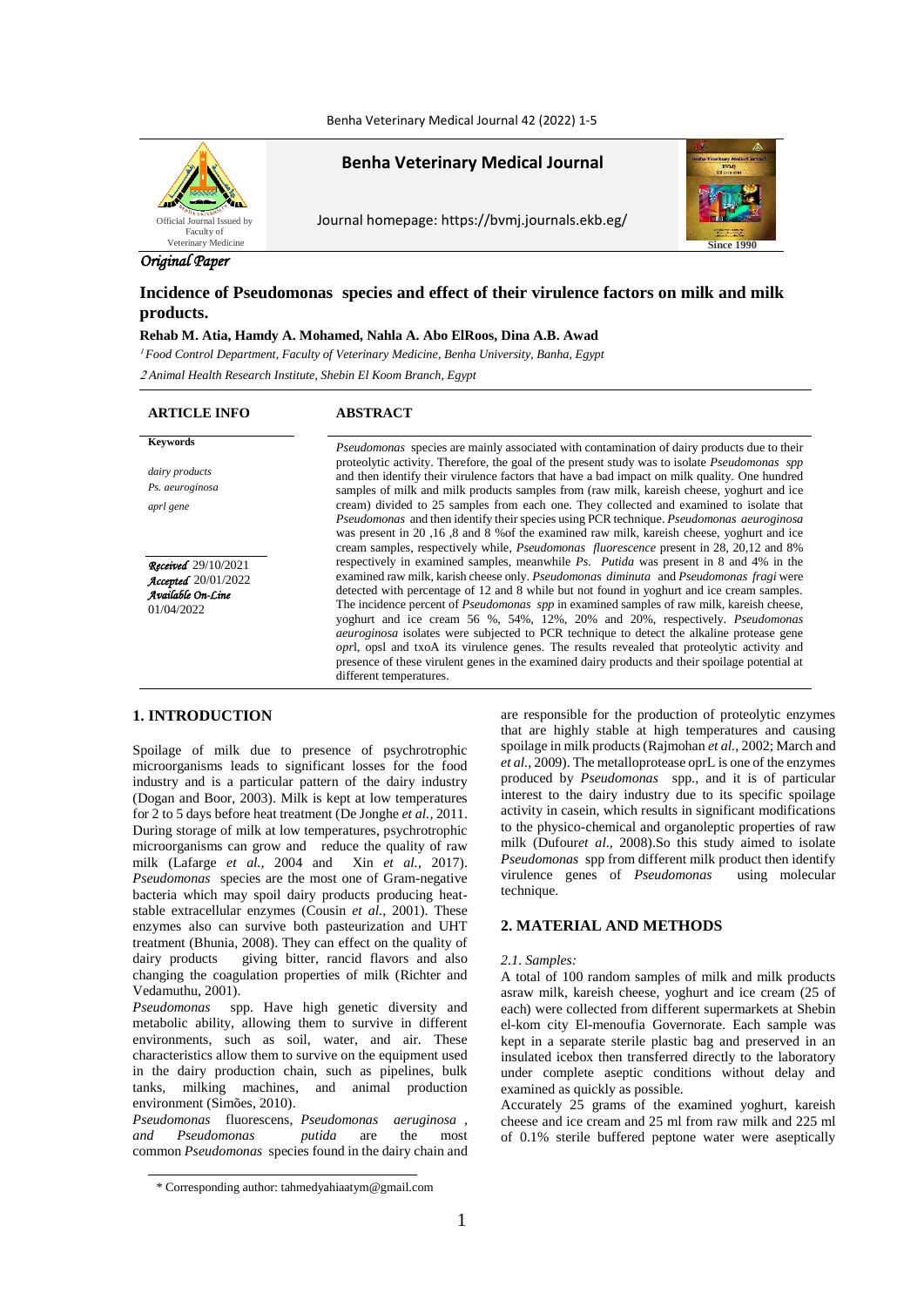Original Paper

# Incidence of Pseudomonas species and effect of their virulence factors on milk and milk products.

**Rehab M. Atia, Hamdy A. Mohamed, Nahla A. Abo ElRoos, Dina A.B. Awad**

[1] *Food Control Department, Faculty of Veterinary Medicine, Benha University, Banha, Egypt*

[2] *Animal Health Research Institute, Shebin El Koom Branch, Egypt*

## ARTICLE INFO

**Keywords**

*dairy products*

*Ps. aeuroginosa*

*aprl gene*

*Received* 29/10/2021

*Accepted* 20/01/2022

*Available On-Line* 01/04/2022

## ABSTRACT

*Pseudomonas* species are mainly associated with contamination of dairy products due to their proteolytic activity. Therefore, the goal of the present study was to isolate *Pseudomonas spp* and then identify their virulence factors that have a bad impact on milk quality. One hundred samples of milk and milk products samples from (raw milk, kareish cheese, yoghurt and ice cream) divided to 25 samples from each one. They collected and examined to isolate that *Pseudomonas* and then identify their species using PCR technique. *Pseudomonas aeuroginosa* was present in 20 ,16 ,8 and 8 %of the examined raw milk, kareish cheese, yoghurt and ice cream samples, respectively while, *Pseudomonas fluorescence* present in 28, 20,12 and 8% respectively in examined samples, meanwhile *Ps. Putida* was present in 8 and 4% in the examined raw milk, karish cheese only. *Pseudomonas diminuta* and *Pseudomonas fragi* were detected with percentage of 12 and 8 while but not found in yoghurt and ice cream samples. The incidence percent of *Pseudomonas spp* in examined samples of raw milk, kareish cheese, yoghurt and ice cream 56 %, 54%, 12%, 20% and 20%, respectively. *Pseudomonas aeuroginosa* isolates were subjected to PCR technique to detect the alkaline protease gene *oprl*, opsl and txoA its virulence genes. The results revealed that proteolytic activity and presence of these virulent genes in the examined dairy products and their spoilage potential at different temperatures.

## 1. INTRODUCTION

Spoilage of milk due to presence of psychrotrophic microorganisms leads to significant losses for the food industry and is a particular pattern of the dairy industry (Dogan and Boor, 2003). Milk is kept at low temperatures for 2 to 5 days before heat treatment (De Jonghe *et al.,* 2011. During storage of milk at low temperatures, psychrotrophic microorganisms can grow and reduce the quality of raw milk (Lafarge *et al.,* 2004 and Xin *et al.,* 2017). *Pseudomonas* species are the most one of Gram-negative bacteria which may spoil dairy products producing heat-stable extracellular enzymes (Cousin *et al.,* 2001). These enzymes also can survive both pasteurization and UHT treatment (Bhunia, 2008). They can effect on the quality of dairy products giving bitter, rancid flavors and also changing the coagulation properties of milk (Richter and Vedamuthu, 2001).

*Pseudomonas* spp. Have high genetic diversity and metabolic ability, allowing them to survive in different environments, such as soil, water, and air. These characteristics allow them to survive on the equipment used in the dairy production chain, such as pipelines, bulk tanks, milking machines, and animal production environment (Simões, 2010).

*Pseudomonas* fluorescens, *Pseudomonas aeruginosa* , *and Pseudomonas putida* are the most common *Pseudomonas* species found in the dairy chain and are responsible for the production of proteolytic enzymes that are highly stable at high temperatures and causing spoilage in milk products (Rajmohan *et al.,* 2002; March and *et al.,* 2009). The metalloprotease oprL is one of the enzymes produced by *Pseudomonas* spp., and it is of particular interest to the dairy industry due to its specific spoilage activity in casein, which results in significant modifications to the physico-chemical and organoleptic properties of raw milk (Dufour*et al.,* 2008).So this study aimed to isolate *Pseudomonas* spp from different milk product then identify virulence genes of *Pseudomonas* using molecular technique.

## 2. MATERIAL AND METHODS

### *2.1. Samples:*

A total of 100 random samples of milk and milk products asraw milk, kareish cheese, yoghurt and ice cream (25 of each) were collected from different supermarkets at Shebin el-kom city El-menoufia Governorate. Each sample was kept in a separate sterile plastic bag and preserved in an insulated icebox then transferred directly to the laboratory under complete aseptic conditions without delay and examined as quickly as possible.

Accurately 25 grams of the examined yoghurt, kareish cheese and ice cream and 25 ml from raw milk and 225 ml of 0.1% sterile buffered peptone water were aseptically

\* Corresponding author: tahmedyahiaatym@gmail.com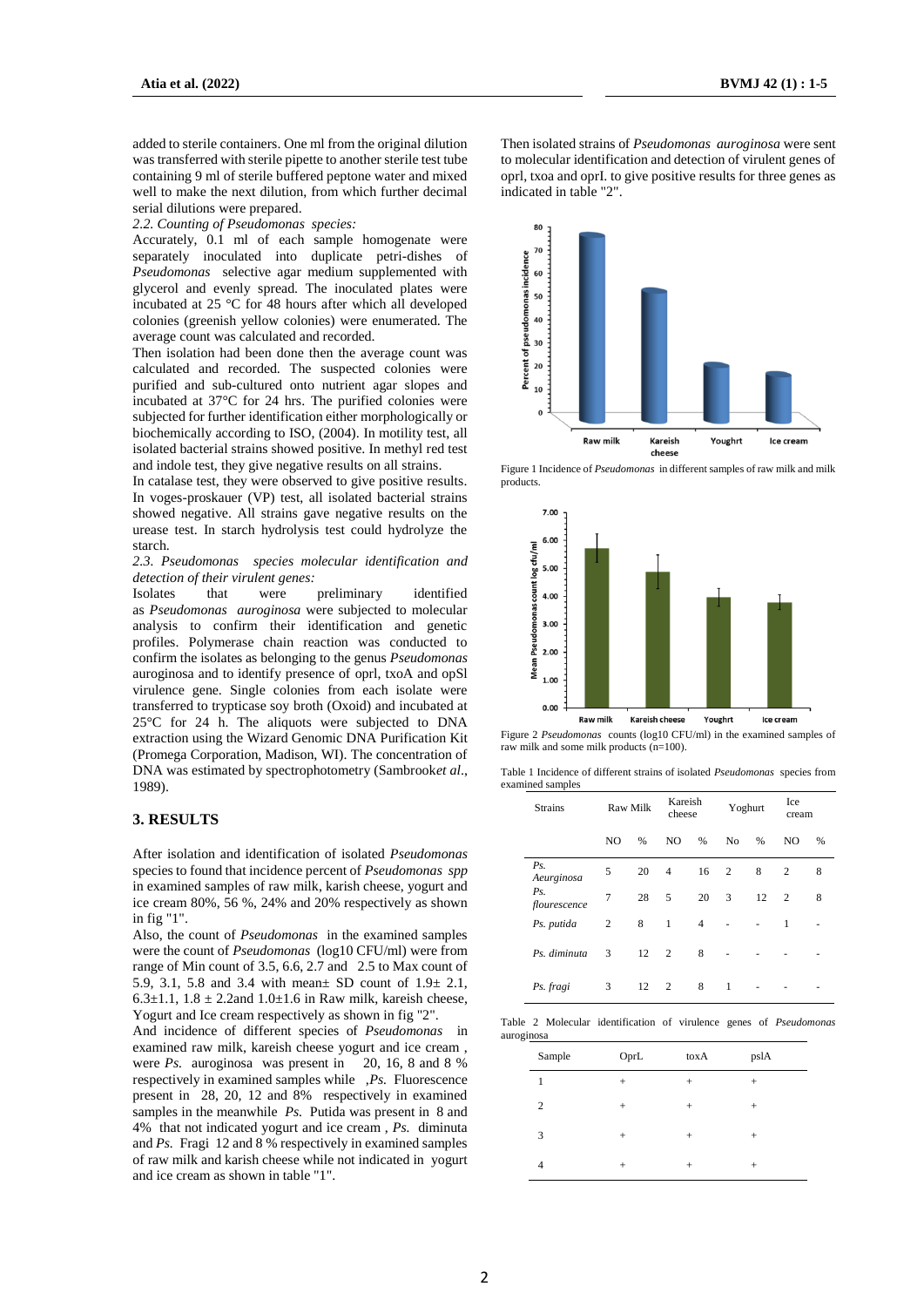added to sterile containers. One ml from the original dilution was transferred with sterile pipette to another sterile test tube containing 9 ml of sterile buffered peptone water and mixed well to make the next dilution, from which further decimal serial dilutions were prepared.

*2.2. Counting of Pseudomonas species:*

Accurately, 0.1 ml of each sample homogenate were separately inoculated into duplicate petri-dishes of *Pseudomonas* selective agar medium supplemented with glycerol and evenly spread. The inoculated plates were incubated at 25 °C for 48 hours after which all developed colonies (greenish yellow colonies) were enumerated. The average count was calculated and recorded.

Then isolation had been done then the average count was calculated and recorded. The suspected colonies were purified and sub-cultured onto nutrient agar slopes and incubated at 37°C for 24 hrs. The purified colonies were subjected for further identification either morphologically or biochemically according to ISO, (2004). In motility test, all isolated bacterial strains showed positive. In methyl red test and indole test, they give negative results on all strains.

In catalase test, they were observed to give positive results. In voges-proskauer (VP) test, all isolated bacterial strains showed negative. All strains gave negative results on the urease test. In starch hydrolysis test could hydrolyze the starch.

*2.3. Pseudomonas species molecular identification and detection of their virulent genes:*

Isolates that were preliminary identified as *Pseudomonas auroginosa* were subjected to molecular analysis to confirm their identification and genetic profiles. Polymerase chain reaction was conducted to confirm the isolates as belonging to the genus *Pseudomonas* auroginosa and to identify presence of oprl, txoA and opSl virulence gene. Single colonies from each isolate were transferred to trypticase soy broth (Oxoid) and incubated at 25°C for 24 h. The aliquots were subjected to DNA extraction using the Wizard Genomic DNA Purification Kit (Promega Corporation, Madison, WI). The concentration of DNA was estimated by spectrophotometry (Sambrook*et al*., 1989).

## 3. RESULTS

After isolation and identification of isolated *Pseudomonas* species to found that incidence percent of *Pseudomonas spp* in examined samples of raw milk, karish cheese, yogurt and ice cream 80%, 56 %, 24% and 20% respectively as shown in fig "1".

Also, the count of *Pseudomonas* in the examined samples were the count of *Pseudomonas* (log10 CFU/ml) were from range of Min count of 3.5, 6.6, 2.7 and 2.5 to Max count of 5.9, 3.1, 5.8 and 3.4 with mean± SD count of 1.9± 2.1, 6.3±1.1, 1.8 ± 2.2and 1.0±1.6 in Raw milk, kareish cheese, Yogurt and Ice cream respectively as shown in fig "2".

And incidence of different species of *Pseudomonas* in examined raw milk, kareish cheese yogurt and ice cream , were *Ps.* auroginosa was present in 20, 16, 8 and 8 % respectively in examined samples while ,*Ps.* Fluorescence present in 28, 20, 12 and 8% respectively in examined samples in the meanwhile *Ps.* Putida was present in 8 and 4% that not indicated yogurt and ice cream , *Ps.* diminuta and *Ps.* Fragi 12 and 8 % respectively in examined samples of raw milk and karish cheese while not indicated in yogurt and ice cream as shown in table "1".

Then isolated strains of *Pseudomonas auroginosa* were sent to molecular identification and detection of virulent genes of oprl, txoa and oprI. to give positive results for three genes as indicated in table "2".

Figure 1 Incidence of *Pseudomonas* in different samples of raw milk and milk products.

Figure 2 *Pseudomonas* counts (log10 CFU/ml) in the examined samples of raw milk and some milk products (n=100).

Table 1 Incidence of different strains of isolated *Pseudomonas* species from examined samples

| Strains | Raw Milk | | Kareish cheese | | Yoghurt | | Ice cream | |
|---|---|---|---|---|---|---|---|---|
| | NO | % | NO | % | No | % | NO | % |
| *Ps. Aeurginosa* | 5 | 20 | 4 | 16 | 2 | 8 | 2 | 8 |
| *Ps. flourescence* | 7 | 28 | 5 | 20 | 3 | 12 | 2 | 8 |
| *Ps. putida* | 2 | 8 | 1 | 4 | - | - | 1 | - |
| *Ps. diminuta* | 3 | 12 | 2 | 8 | - | - | - | - |
| *Ps. fragi* | 3 | 12 | 2 | 8 | 1 | - | - | - |

Table 2 Molecular identification of virulence genes of *Pseudomonas* auroginosa

| Sample | OprL | toxA | pslA |
|---|---|---|---|
| 1 | + | + | + |
| 2 | + | + | + |
| 3 | + | + | + |
| 4 | + | + | + |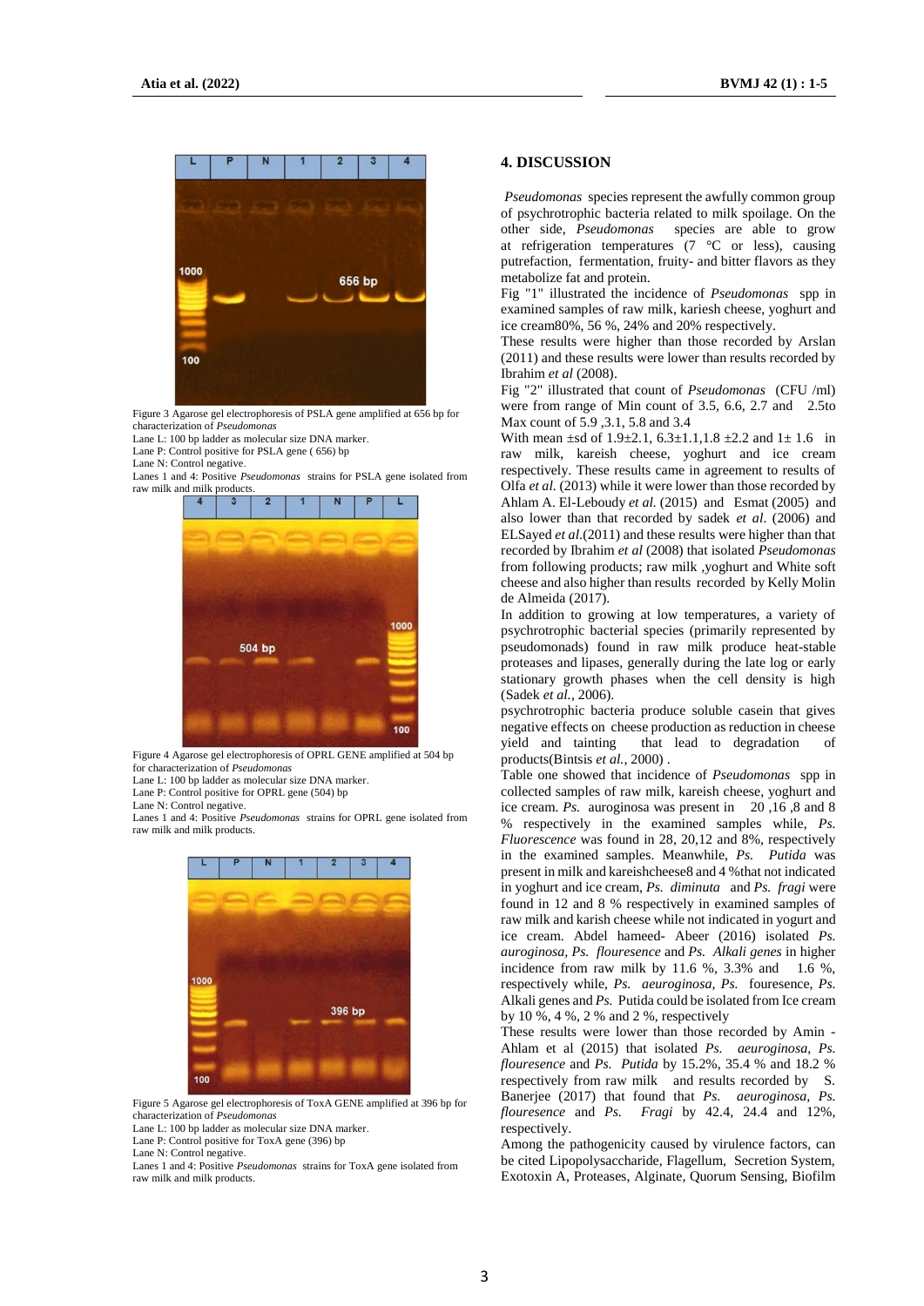Figure 3 Agarose gel electrophoresis of PSLA gene amplified at 656 bp for characterization of *Pseudomonas*

Lane L: 100 bp ladder as molecular size DNA marker.

Lane P: Control positive for PSLA gene ( 656) bp

Lane N: Control negative.

Lanes 1 and 4: Positive *Pseudomonas* strains for PSLA gene isolated from raw milk and milk products.

Figure 4 Agarose gel electrophoresis of OPRL GENE amplified at 504 bp for characterization of *Pseudomonas*

Lane L: 100 bp ladder as molecular size DNA marker.

Lane P: Control positive for OPRL gene (504) bp

Lane N: Control negative.

Lanes 1 and 4: Positive *Pseudomonas* strains for OPRL gene isolated from raw milk and milk products.

Figure 5 Agarose gel electrophoresis of ToxA GENE amplified at 396 bp for characterization of *Pseudomonas*

Lane L: 100 bp ladder as molecular size DNA marker.

Lane P: Control positive for ToxA gene (396) bp

Lane N: Control negative.

Lanes 1 and 4: Positive *Pseudomonas* strains for ToxA gene isolated from raw milk and milk products.

## 4. DISCUSSION

*Pseudomonas* species represent the awfully common group of psychrotrophic bacteria related to milk spoilage. On the other side, *Pseudomonas* species are able to grow at refrigeration temperatures (7 °C or less), causing putrefaction, fermentation, fruity- and bitter flavors as they metabolize fat and protein.

Fig "1" illustrated the incidence of *Pseudomonas* spp in examined samples of raw milk, kariesh cheese, yoghurt and ice cream80%, 56 %, 24% and 20% respectively.

These results were higher than those recorded by Arslan (2011) and these results were lower than results recorded by Ibrahim *et al* (2008).

Fig "2" illustrated that count of *Pseudomonas* (CFU /ml) were from range of Min count of 3.5, 6.6, 2.7 and 2.5to Max count of 5.9 ,3.1, 5.8 and 3.4

With mean ±sd of 1.9±2.1, 6.3±1.1,1.8 ±2.2 and 1± 1.6 in raw milk, kareish cheese, yoghurt and ice cream respectively. These results came in agreement to results of Olfa *et al.* (2013) while it were lower than those recorded by Ahlam A. El-Leboudy *et al.* (2015) and Esmat (2005) and also lower than that recorded by sadek *et al*. (2006) and ELSayed *et al*.(2011) and these results were higher than that recorded by Ibrahim *et al* (2008) that isolated *Pseudomonas* from following products; raw milk ,yoghurt and White soft cheese and also higher than results recorded by Kelly Molin de Almeida (2017).

In addition to growing at low temperatures, a variety of psychrotrophic bacterial species (primarily represented by pseudomonads) found in raw milk produce heat-stable proteases and lipases, generally during the late log or early stationary growth phases when the cell density is high (Sadek *et al.*, 2006).

psychrotrophic bacteria produce soluble casein that gives negative effects on cheese production as reduction in cheese yield and tainting that lead to degradation of products(Bintsis *et al.*, 2000) .

Table one showed that incidence of *Pseudomonas* spp in collected samples of raw milk, kareish cheese, yoghurt and ice cream. *Ps.* auroginosa was present in 20 ,16 ,8 and 8 % respectively in the examined samples while, *Ps. Fluorescence* was found in 28, 20,12 and 8%, respectively in the examined samples. Meanwhile, *Ps. Putida* was present in milk and kareishcheese8 and 4 %that not indicated in yoghurt and ice cream, *Ps. diminuta* and *Ps. fragi* were found in 12 and 8 % respectively in examined samples of raw milk and karish cheese while not indicated in yogurt and ice cream. Abdel hameed- Abeer (2016) isolated *Ps. auroginosa*, *Ps. flouresence* and *Ps. Alkali genes* in higher incidence from raw milk by 11.6 %, 3.3% and 1.6 %, respectively while, *Ps. aeuroginosa*, *Ps.* fouresence, *Ps.* Alkali genes and *Ps.* Putida could be isolated from Ice cream by 10 %, 4 %, 2 % and 2 %, respectively

These results were lower than those recorded by Amin -Ahlam et al (2015) that isolated *Ps. aeuroginosa*, *Ps. flouresence* and *Ps. Putida* by 15.2%, 35.4 % and 18.2 % respectively from raw milk and results recorded by S. Banerjee (2017) that found that *Ps. aeuroginosa*, *Ps. flouresence* and *Ps. Fragi* by 42.4, 24.4 and 12%, respectively.

Among the pathogenicity caused by virulence factors, can be cited Lipopolysaccharide, Flagellum, Secretion System, Exotoxin A, Proteases, Alginate, Quorum Sensing, Biofilm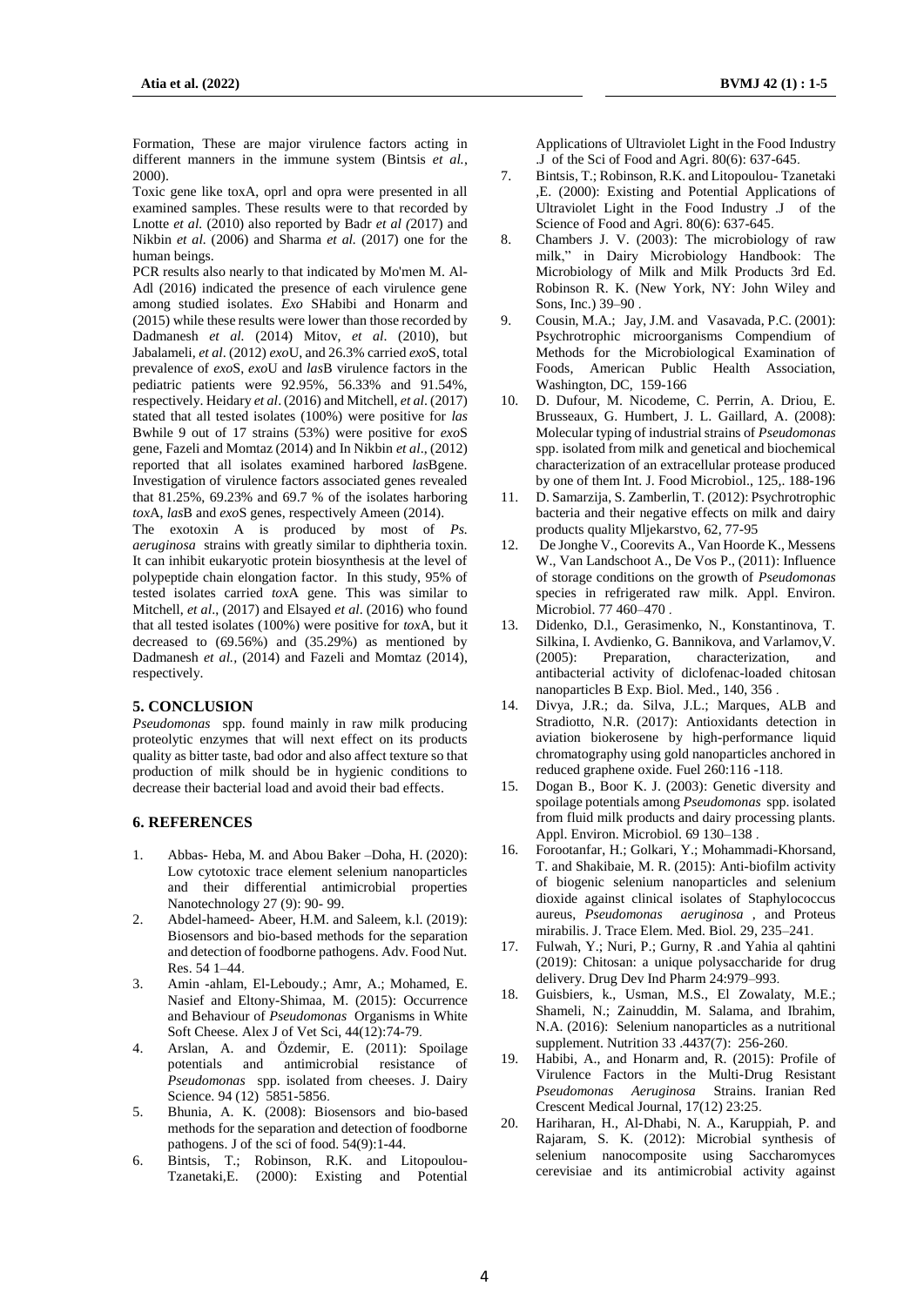Formation, These are major virulence factors acting in different manners in the immune system (Bintsis *et al.*, 2000).

Toxic gene like toxA, oprl and opra were presented in all examined samples. These results were to that recorded by Lnotte *et al.* (2010) also reported by Badr *et al (*2017) and Nikbin *et al.* (2006) and Sharma *et al.* (2017) one for the human beings.

PCR results also nearly to that indicated by Mo'men M. Al-Adl (2016) indicated the presence of each virulence gene among studied isolates. *Exo* SHabibi and Honarm and (2015) while these results were lower than those recorded by Dadmanesh *et al.* (2014) Mitov, *et al*. (2010), but Jabalameli, *et al*. (2012) *exo*U, and 26.3% carried *exo*S, total prevalence of *exo*S, *exo*U and *las*B virulence factors in the pediatric patients were 92.95%, 56.33% and 91.54%, respectively. Heidary *et al*. (2016) and Mitchell, *et al*. (2017) stated that all tested isolates (100%) were positive for *las* Bwhile 9 out of 17 strains (53%) were positive for *exo*S gene, Fazeli and Momtaz (2014) and In Nikbin *et al*., (2012) reported that all isolates examined harbored *las*Bgene. Investigation of virulence factors associated genes revealed that 81.25%, 69.23% and 69.7 % of the isolates harboring *tox*A, *las*B and *exo*S genes, respectively Ameen (2014).

The exotoxin A is produced by most of *Ps. aeruginosa* strains with greatly similar to diphtheria toxin. It can inhibit eukaryotic protein biosynthesis at the level of polypeptide chain elongation factor. In this study, 95% of tested isolates carried *tox*A gene. This was similar to Mitchell, *et al*., (2017) and Elsayed *et al*. (2016) who found that all tested isolates (100%) were positive for *tox*A, but it decreased to (69.56%) and (35.29%) as mentioned by Dadmanesh *et al.,* (2014) and Fazeli and Momtaz (2014), respectively.

## 5. CONCLUSION

*Pseudomonas* spp. found mainly in raw milk producing proteolytic enzymes that will next effect on its products quality as bitter taste, bad odor and also affect texture so that production of milk should be in hygienic conditions to decrease their bacterial load and avoid their bad effects.

## 6. REFERENCES

1. Abbas- Heba, M. and Abou Baker –Doha, H. (2020): Low cytotoxic trace element selenium nanoparticles and their differential antimicrobial properties Nanotechnology 27 (9): 90- 99.
2. Abdel-hameed- Abeer, H.M. and Saleem, k.l. (2019): Biosensors and bio-based methods for the separation and detection of foodborne pathogens. Adv. Food Nut. Res. 54 1–44.
3. Amin -ahlam, El-Leboudy.; Amr, A.; Mohamed, E. Nasief and Eltony-Shimaa, M. (2015): Occurrence and Behaviour of *Pseudomonas* Organisms in White Soft Cheese. Alex J of Vet Sci, 44(12):74-79.
4. Arslan, A. and Özdemir, E. (2011): Spoilage potentials and antimicrobial resistance of *Pseudomonas* spp. isolated from cheeses. J. Dairy Science. 94 (12) 5851-5856.
5. Bhunia, A. K. (2008): Biosensors and bio-based methods for the separation and detection of foodborne pathogens. J of the sci of food. 54(9):1-44.
6. Bintsis, T.; Robinson, R.K. and Litopoulou-Tzanetaki,E. (2000): Existing and Potential Applications of Ultraviolet Light in the Food Industry .J of the Sci of Food and Agri. 80(6): 637-645.
7. Bintsis, T.; Robinson, R.K. and Litopoulou- Tzanetaki ,E. (2000): Existing and Potential Applications of Ultraviolet Light in the Food Industry .J of the Science of Food and Agri. 80(6): 637-645.
8. Chambers J. V. (2003): The microbiology of raw milk," in Dairy Microbiology Handbook: The Microbiology of Milk and Milk Products 3rd Ed. Robinson R. K. (New York, NY: John Wiley and Sons, Inc.) 39–90 .
9. Cousin, M.A.; Jay, J.M. and Vasavada, P.C. (2001): Psychrotrophic microorganisms Compendium of Methods for the Microbiological Examination of Foods, American Public Health Association, Washington, DC, 159-166
10. D. Dufour, M. Nicodeme, C. Perrin, A. Driou, E. Brusseaux, G. Humbert, J. L. Gaillard, A. (2008): Molecular typing of industrial strains of *Pseudomonas* spp. isolated from milk and genetical and biochemical characterization of an extracellular protease produced by one of them Int. J. Food Microbiol., 125,. 188-196
11. D. Samarzija, S. Zamberlin, T. (2012): Psychrotrophic bacteria and their negative effects on milk and dairy products quality Mljekarstvo, 62, 77-95
12. De Jonghe V., Coorevits A., Van Hoorde K., Messens W., Van Landschoot A., De Vos P., (2011): Influence of storage conditions on the growth of *Pseudomonas* species in refrigerated raw milk. Appl. Environ. Microbiol. 77 460–470 .
13. Didenko, D.l., Gerasimenko, N., Konstantinova, T. Silkina, I. Avdienko, G. Bannikova, and Varlamov,V. (2005): Preparation, characterization, and antibacterial activity of diclofenac-loaded chitosan nanoparticles B Exp. Biol. Med., 140, 356 .
14. Divya, J.R.; da. Silva, J.L.; Marques, ALB and Stradiotto, N.R. (2017): Antioxidants detection in aviation biokerosene by high-performance liquid chromatography using gold nanoparticles anchored in reduced graphene oxide. Fuel 260:116 -118.
15. Dogan B., Boor K. J. (2003): Genetic diversity and spoilage potentials among *Pseudomonas* spp. isolated from fluid milk products and dairy processing plants. Appl. Environ. Microbiol. 69 130–138 .
16. Forootanfar, H.; Golkari, Y.; Mohammadi-Khorsand, T. and Shakibaie, M. R. (2015): Anti-biofilm activity of biogenic selenium nanoparticles and selenium dioxide against clinical isolates of Staphylococcus aureus, *Pseudomonas aeruginosa* , and Proteus mirabilis. J. Trace Elem. Med. Biol. 29, 235–241.
17. Fulwah, Y.; Nuri, P.; Gurny, R .and Yahia al qahtini (2019): Chitosan: a unique polysaccharide for drug delivery. Drug Dev Ind Pharm 24:979–993.
18. Guisbiers, k., Usman, M.S., El Zowalaty, M.E.; Shameli, N.; Zainuddin, M. Salama, and Ibrahim, N.A. (2016): Selenium nanoparticles as a nutritional supplement. Nutrition 33 .4437(7): 256-260.
19. Habibi, A., and Honarm and, R. (2015): Profile of Virulence Factors in the Multi-Drug Resistant *Pseudomonas Aeruginosa* Strains. Iranian Red Crescent Medical Journal, 17(12) 23:25.
20. Hariharan, H., Al-Dhabi, N. A., Karuppiah, P. and Rajaram, S. K. (2012): Microbial synthesis of selenium nanocomposite using Saccharomyces cerevisiae and its antimicrobial activity against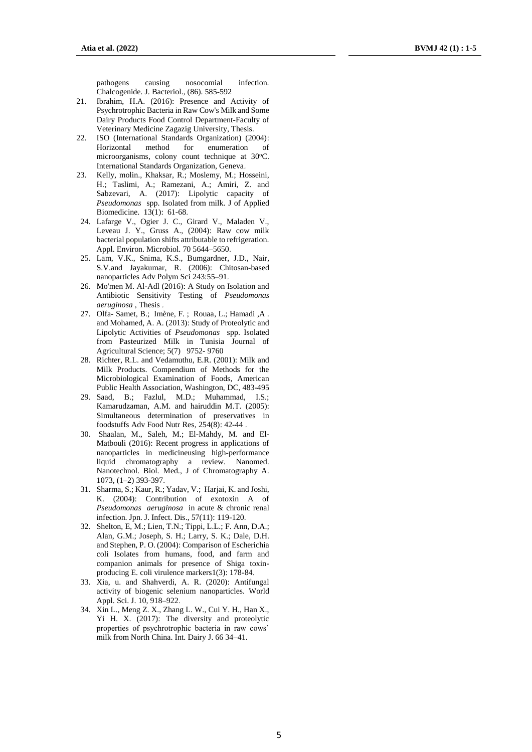pathogens causing nosocomial infection. Chalcogenide. J. Bacteriol., (86). 585-592

21. Ibrahim, H.A. (2016): Presence and Activity of Psychrotrophic Bacteria in Raw Cow's Milk and Some Dairy Products Food Control Department-Faculty of Veterinary Medicine Zagazig University, Thesis.
22. ISO (International Standards Organization) (2004): Horizontal method for enumeration of microorganisms, colony count technique at 30°C. International Standards Organization, Geneva.
23. Kelly, molin., Khaksar, R.; Moslemy, M.; Hosseini, H.; Taslimi, A.; Ramezani, A.; Amiri, Z. and Sabzevari, A. (2017): Lipolytic capacity of *Pseudomonas* spp. Isolated from milk. J of Applied Biomedicine. 13(1): 61-68.
24. Lafarge V., Ogier J. C., Girard V., Maladen V., Leveau J. Y., Gruss A., (2004): Raw cow milk bacterial population shifts attributable to refrigeration. Appl. Environ. Microbiol. 70 5644–5650.
25. Lam, V.K., Snima, K.S., Bumgardner, J.D., Nair, S.V.and Jayakumar, R. (2006): Chitosan-based nanoparticles Adv Polym Sci 243:55–91.
26. Mo'men M. Al-Adl (2016): A Study on Isolation and Antibiotic Sensitivity Testing of *Pseudomonas aeruginosa* , Thesis .
27. Olfa- Samet, B.; Imène, F. ; Rouaa, L.; Hamadi ,A . and Mohamed, A. A. (2013): Study of Proteolytic and Lipolytic Activities of *Pseudomonas* spp. Isolated from Pasteurized Milk in Tunisia Journal of Agricultural Science; 5(7) 9752- 9760
28. Richter, R.L. and Vedamuthu, E.R. (2001): Milk and Milk Products. Compendium of Methods for the Microbiological Examination of Foods, American Public Health Association, Washington, DC, 483-495
29. Saad, B.; Fazlul, M.D.; Muhammad, I.S.; Kamarudzaman, A.M. and hairuddin M.T. (2005): Simultaneous determination of preservatives in foodstuffs Adv Food Nutr Res, 254(8): 42-44 .
30. Shaalan, M., Saleh, M.; El-Mahdy, M. and El-Matbouli (2016): Recent progress in applications of nanoparticles in medicineusing high-performance liquid chromatography a review. Nanomed. Nanotechnol. Biol. Med., J of Chromatography A. 1073, (1–2) 393-397.
31. Sharma, S.; Kaur, R.; Yadav, V.; Harjai, K. and Joshi, K. (2004): Contribution of exotoxin A of *Pseudomonas aeruginosa* in acute & chronic renal infection. Jpn. J. Infect. Dis., 57(11): 119-120.
32. Shelton, E, M.; Lien, T.N.; Tippi, L.L.; F. Ann, D.A.; Alan, G.M.; Joseph, S. H.; Larry, S. K.; Dale, D.H. and Stephen, P. O. (2004): Comparison of Escherichia coli Isolates from humans, food, and farm and companion animals for presence of Shiga toxin-producing E. coli virulence markers1(3): 178-84.
33. Xia, u. and Shahverdi, A. R. (2020): Antifungal activity of biogenic selenium nanoparticles. World Appl. Sci. J. 10, 918–922.
34. Xin L., Meng Z. X., Zhang L. W., Cui Y. H., Han X., Yi H. X. (2017): The diversity and proteolytic properties of psychrotrophic bacteria in raw cows' milk from North China. Int. Dairy J. 66 34–41.